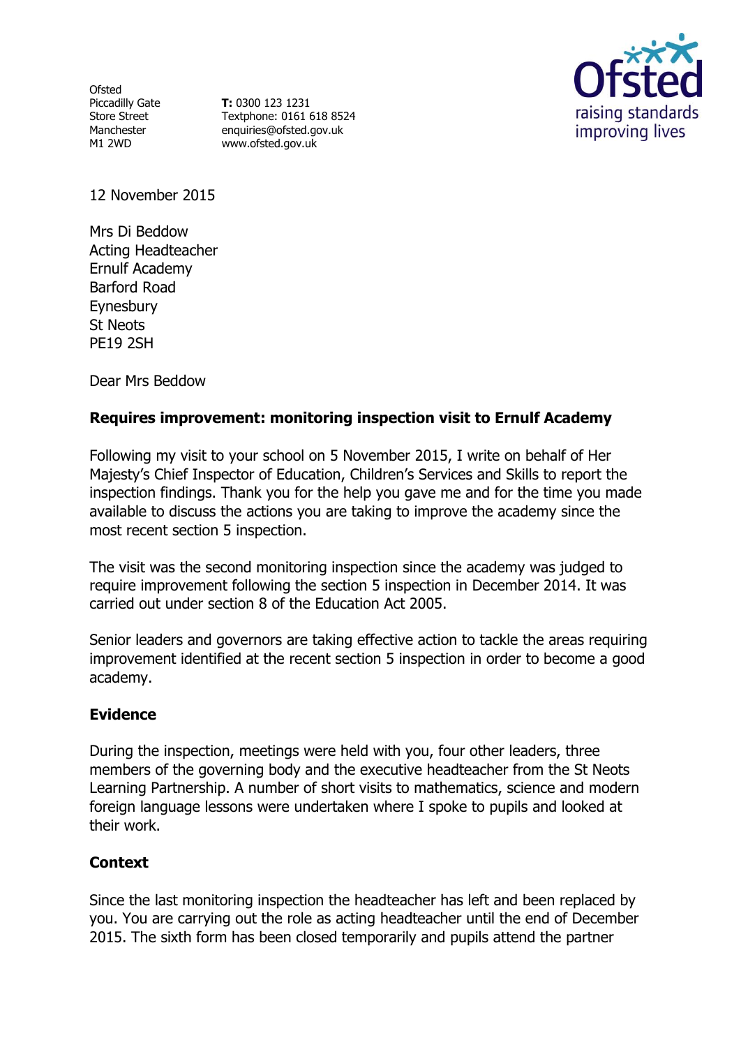Ofsted
Piccadilly Gate
Store Street
Manchester
M1 2WD

**T:** 0300 123 1231
Textphone: 0161 618 8524
enquiries@ofsted.gov.uk
www.ofsted.gov.uk

12 November 2015

Mrs Di Beddow
Acting Headteacher
Ernulf Academy
Barford Road
Eynesbury
St Neots
PE19 2SH

Dear Mrs Beddow

**Requires improvement: monitoring inspection visit to Ernulf Academy**

Following my visit to your school on 5 November 2015, I write on behalf of Her Majesty's Chief Inspector of Education, Children's Services and Skills to report the inspection findings. Thank you for the help you gave me and for the time you made available to discuss the actions you are taking to improve the academy since the most recent section 5 inspection.

The visit was the second monitoring inspection since the academy was judged to require improvement following the section 5 inspection in December 2014. It was carried out under section 8 of the Education Act 2005.

Senior leaders and governors are taking effective action to tackle the areas requiring improvement identified at the recent section 5 inspection in order to become a good academy.

## Evidence

During the inspection, meetings were held with you, four other leaders, three members of the governing body and the executive headteacher from the St Neots Learning Partnership. A number of short visits to mathematics, science and modern foreign language lessons were undertaken where I spoke to pupils and looked at their work.

## Context

Since the last monitoring inspection the headteacher has left and been replaced by you. You are carrying out the role as acting headteacher until the end of December 2015. The sixth form has been closed temporarily and pupils attend the partner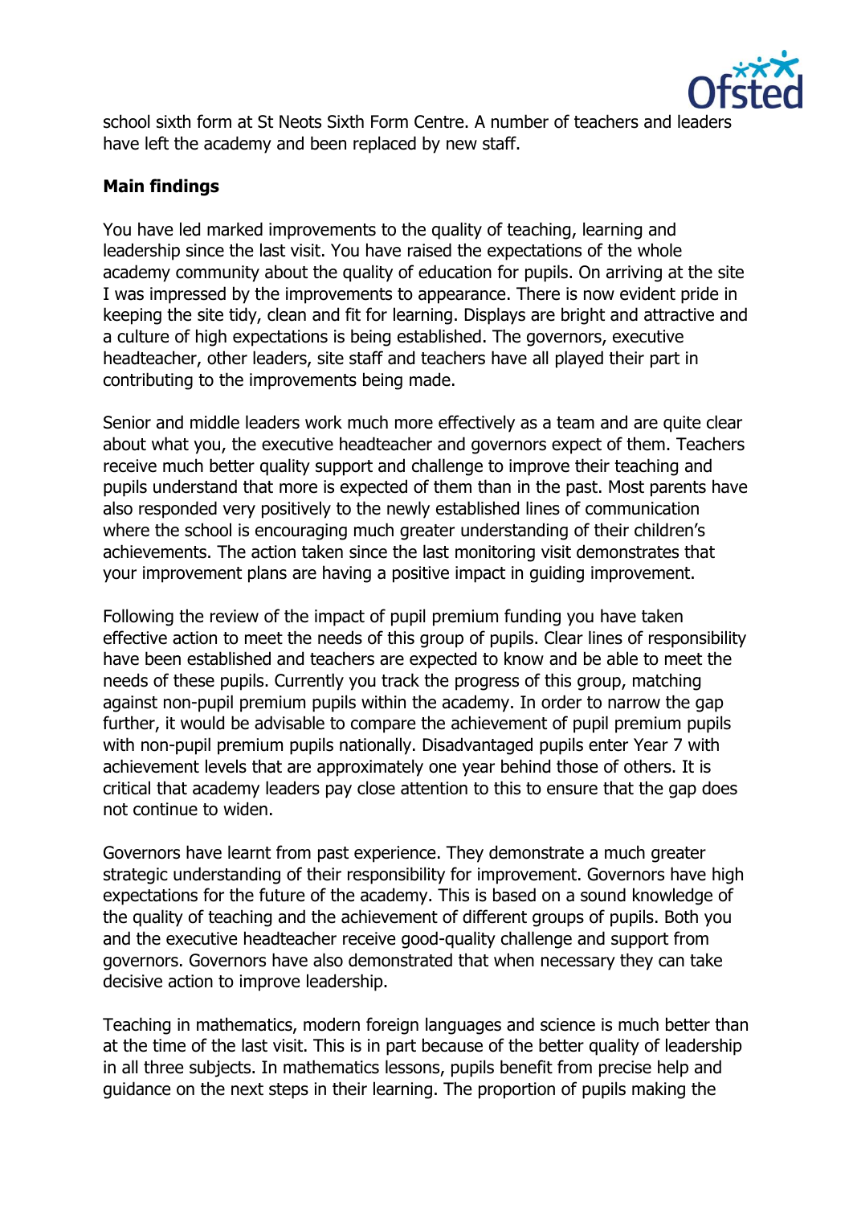school sixth form at St Neots Sixth Form Centre. A number of teachers and leaders have left the academy and been replaced by new staff.

**Main findings**

You have led marked improvements to the quality of teaching, learning and leadership since the last visit. You have raised the expectations of the whole academy community about the quality of education for pupils. On arriving at the site I was impressed by the improvements to appearance. There is now evident pride in keeping the site tidy, clean and fit for learning. Displays are bright and attractive and a culture of high expectations is being established. The governors, executive headteacher, other leaders, site staff and teachers have all played their part in contributing to the improvements being made.

Senior and middle leaders work much more effectively as a team and are quite clear about what you, the executive headteacher and governors expect of them. Teachers receive much better quality support and challenge to improve their teaching and pupils understand that more is expected of them than in the past. Most parents have also responded very positively to the newly established lines of communication where the school is encouraging much greater understanding of their children's achievements. The action taken since the last monitoring visit demonstrates that your improvement plans are having a positive impact in guiding improvement.

Following the review of the impact of pupil premium funding you have taken effective action to meet the needs of this group of pupils. Clear lines of responsibility have been established and teachers are expected to know and be able to meet the needs of these pupils. Currently you track the progress of this group, matching against non-pupil premium pupils within the academy. In order to narrow the gap further, it would be advisable to compare the achievement of pupil premium pupils with non-pupil premium pupils nationally. Disadvantaged pupils enter Year 7 with achievement levels that are approximately one year behind those of others. It is critical that academy leaders pay close attention to this to ensure that the gap does not continue to widen.

Governors have learnt from past experience. They demonstrate a much greater strategic understanding of their responsibility for improvement. Governors have high expectations for the future of the academy. This is based on a sound knowledge of the quality of teaching and the achievement of different groups of pupils. Both you and the executive headteacher receive good-quality challenge and support from governors. Governors have also demonstrated that when necessary they can take decisive action to improve leadership.

Teaching in mathematics, modern foreign languages and science is much better than at the time of the last visit. This is in part because of the better quality of leadership in all three subjects. In mathematics lessons, pupils benefit from precise help and guidance on the next steps in their learning. The proportion of pupils making the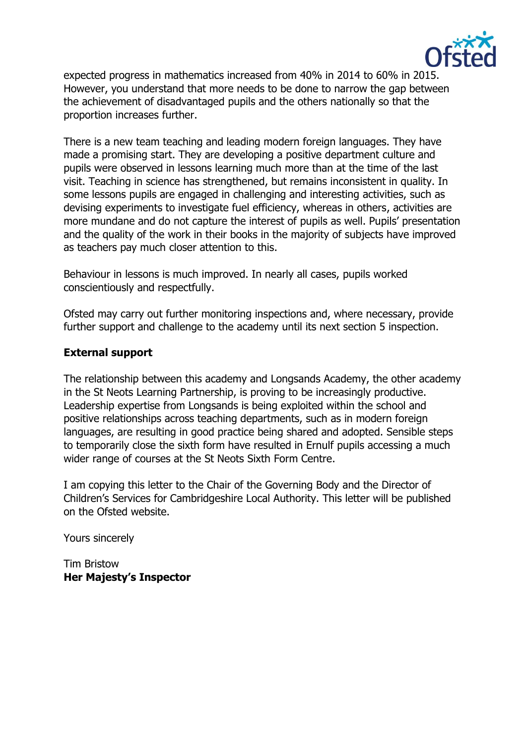expected progress in mathematics increased from 40% in 2014 to 60% in 2015. However, you understand that more needs to be done to narrow the gap between the achievement of disadvantaged pupils and the others nationally so that the proportion increases further.

There is a new team teaching and leading modern foreign languages. They have made a promising start. They are developing a positive department culture and pupils were observed in lessons learning much more than at the time of the last visit. Teaching in science has strengthened, but remains inconsistent in quality. In some lessons pupils are engaged in challenging and interesting activities, such as devising experiments to investigate fuel efficiency, whereas in others, activities are more mundane and do not capture the interest of pupils as well. Pupils' presentation and the quality of the work in their books in the majority of subjects have improved as teachers pay much closer attention to this.

Behaviour in lessons is much improved. In nearly all cases, pupils worked conscientiously and respectfully.

Ofsted may carry out further monitoring inspections and, where necessary, provide further support and challenge to the academy until its next section 5 inspection.

**External support**

The relationship between this academy and Longsands Academy, the other academy in the St Neots Learning Partnership, is proving to be increasingly productive. Leadership expertise from Longsands is being exploited within the school and positive relationships across teaching departments, such as in modern foreign languages, are resulting in good practice being shared and adopted. Sensible steps to temporarily close the sixth form have resulted in Ernulf pupils accessing a much wider range of courses at the St Neots Sixth Form Centre.

I am copying this letter to the Chair of the Governing Body and the Director of Children's Services for Cambridgeshire Local Authority. This letter will be published on the Ofsted website.

Yours sincerely

Tim Bristow
**Her Majesty's Inspector**